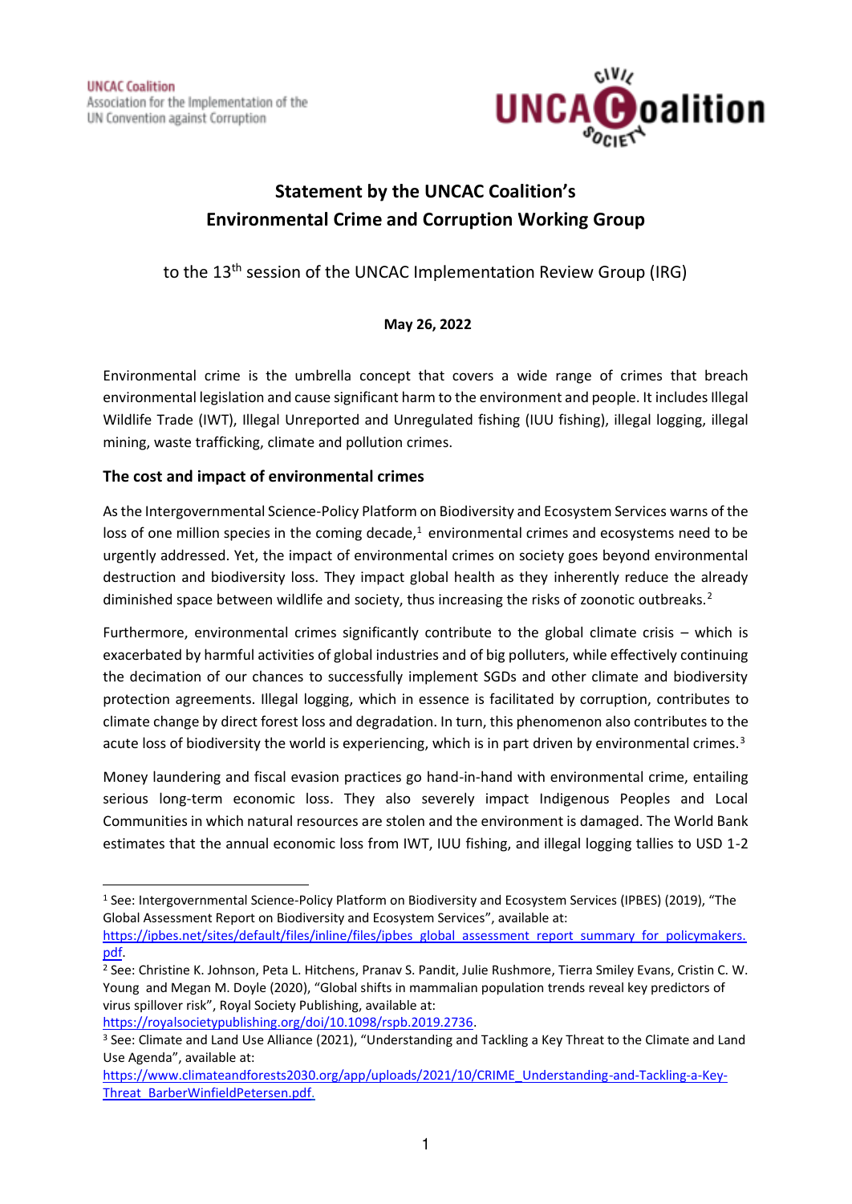UNCAC Coalition
Association for the Implementation of the
UN Convention against Corruption

# Statement by the UNCAC Coalition's Environmental Crime and Corruption Working Group

to the 13th session of the UNCAC Implementation Review Group (IRG)

**May 26, 2022**

Environmental crime is the umbrella concept that covers a wide range of crimes that breach environmental legislation and cause significant harm to the environment and people. It includes Illegal Wildlife Trade (IWT), Illegal Unreported and Unregulated fishing (IUU fishing), illegal logging, illegal mining, waste trafficking, climate and pollution crimes.

## The cost and impact of environmental crimes

As the Intergovernmental Science-Policy Platform on Biodiversity and Ecosystem Services warns of the loss of one million species in the coming decade,[1] environmental crimes and ecosystems need to be urgently addressed. Yet, the impact of environmental crimes on society goes beyond environmental destruction and biodiversity loss. They impact global health as they inherently reduce the already diminished space between wildlife and society, thus increasing the risks of zoonotic outbreaks.[2]

Furthermore, environmental crimes significantly contribute to the global climate crisis – which is exacerbated by harmful activities of global industries and of big polluters, while effectively continuing the decimation of our chances to successfully implement SGDs and other climate and biodiversity protection agreements. Illegal logging, which in essence is facilitated by corruption, contributes to climate change by direct forest loss and degradation. In turn, this phenomenon also contributes to the acute loss of biodiversity the world is experiencing, which is in part driven by environmental crimes.[3]

Money laundering and fiscal evasion practices go hand-in-hand with environmental crime, entailing serious long-term economic loss. They also severely impact Indigenous Peoples and Local Communities in which natural resources are stolen and the environment is damaged. The World Bank estimates that the annual economic loss from IWT, IUU fishing, and illegal logging tallies to USD 1-2

---

[1] See: Intergovernmental Science-Policy Platform on Biodiversity and Ecosystem Services (IPBES) (2019), "The Global Assessment Report on Biodiversity and Ecosystem Services", available at: https://ipbes.net/sites/default/files/inline/files/ipbes_global_assessment_report_summary_for_policymakers.pdf.

[2] See: Christine K. Johnson, Peta L. Hitchens, Pranav S. Pandit, Julie Rushmore, Tierra Smiley Evans, Cristin C. W. Young and Megan M. Doyle (2020), "Global shifts in mammalian population trends reveal key predictors of virus spillover risk", Royal Society Publishing, available at: https://royalsocietypublishing.org/doi/10.1098/rspb.2019.2736.

[3] See: Climate and Land Use Alliance (2021), "Understanding and Tackling a Key Threat to the Climate and Land Use Agenda", available at: https://www.climateandforests2030.org/app/uploads/2021/10/CRIME_Understanding-and-Tackling-a-Key-Threat_BarberWinfieldPetersen.pdf.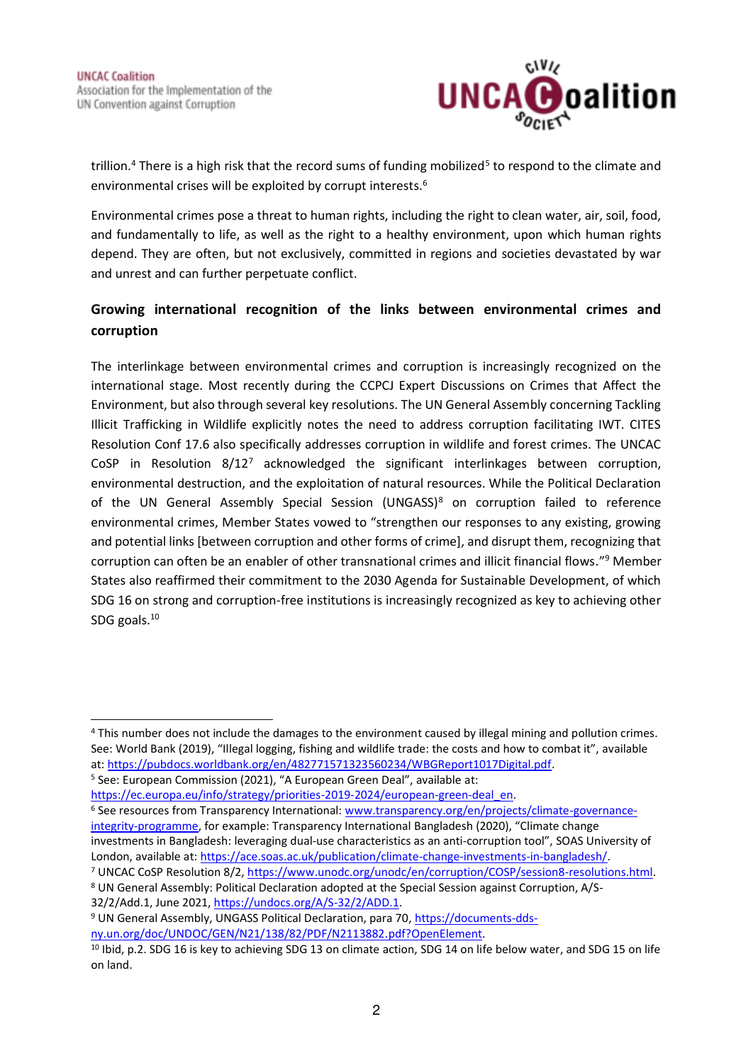trillion.[4] There is a high risk that the record sums of funding mobilized[5] to respond to the climate and environmental crises will be exploited by corrupt interests.[6]

Environmental crimes pose a threat to human rights, including the right to clean water, air, soil, food, and fundamentally to life, as well as the right to a healthy environment, upon which human rights depend. They are often, but not exclusively, committed in regions and societies devastated by war and unrest and can further perpetuate conflict.

## Growing international recognition of the links between environmental crimes and corruption

The interlinkage between environmental crimes and corruption is increasingly recognized on the international stage. Most recently during the CCPCJ Expert Discussions on Crimes that Affect the Environment, but also through several key resolutions. The UN General Assembly concerning Tackling Illicit Trafficking in Wildlife explicitly notes the need to address corruption facilitating IWT. CITES Resolution Conf 17.6 also specifically addresses corruption in wildlife and forest crimes. The UNCAC CoSP in Resolution 8/12[7] acknowledged the significant interlinkages between corruption, environmental destruction, and the exploitation of natural resources. While the Political Declaration of the UN General Assembly Special Session (UNGASS)[8] on corruption failed to reference environmental crimes, Member States vowed to "strengthen our responses to any existing, growing and potential links [between corruption and other forms of crime], and disrupt them, recognizing that corruption can often be an enabler of other transnational crimes and illicit financial flows."[9] Member States also reaffirmed their commitment to the 2030 Agenda for Sustainable Development, of which SDG 16 on strong and corruption-free institutions is increasingly recognized as key to achieving other SDG goals.[10]

---

[4] This number does not include the damages to the environment caused by illegal mining and pollution crimes. See: World Bank (2019), "Illegal logging, fishing and wildlife trade: the costs and how to combat it", available at: https://pubdocs.worldbank.org/en/482771571323560234/WBGReport1017Digital.pdf.

[5] See: European Commission (2021), "A European Green Deal", available at: https://ec.europa.eu/info/strategy/priorities-2019-2024/european-green-deal_en.

[6] See resources from Transparency International: www.transparency.org/en/projects/climate-governance-integrity-programme, for example: Transparency International Bangladesh (2020), "Climate change investments in Bangladesh: leveraging dual-use characteristics as an anti-corruption tool", SOAS University of London, available at: https://ace.soas.ac.uk/publication/climate-change-investments-in-bangladesh/.

[7] UNCAC CoSP Resolution 8/2, https://www.unodc.org/unodc/en/corruption/COSP/session8-resolutions.html.

[8] UN General Assembly: Political Declaration adopted at the Special Session against Corruption, A/S-32/2/Add.1, June 2021, https://undocs.org/A/S-32/2/ADD.1.

[9] UN General Assembly, UNGASS Political Declaration, para 70, https://documents-dds-ny.un.org/doc/UNDOC/GEN/N21/138/82/PDF/N2113882.pdf?OpenElement.

[10] Ibid, p.2. SDG 16 is key to achieving SDG 13 on climate action, SDG 14 on life below water, and SDG 15 on life on land.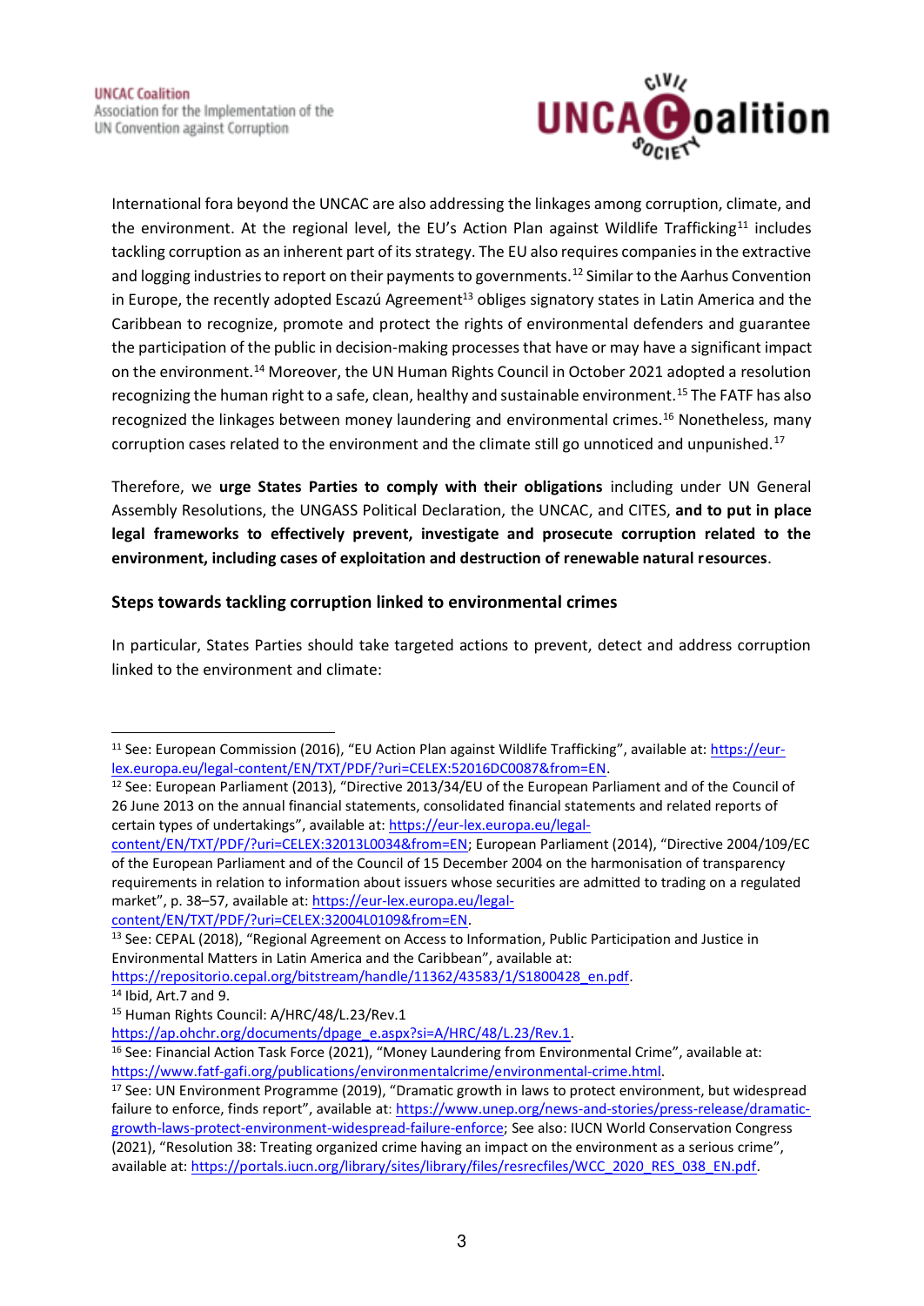International fora beyond the UNCAC are also addressing the linkages among corruption, climate, and the environment. At the regional level, the EU's Action Plan against Wildlife Trafficking[11] includes tackling corruption as an inherent part of its strategy. The EU also requires companies in the extractive and logging industries to report on their payments to governments.[12] Similar to the Aarhus Convention in Europe, the recently adopted Escazú Agreement[13] obliges signatory states in Latin America and the Caribbean to recognize, promote and protect the rights of environmental defenders and guarantee the participation of the public in decision-making processes that have or may have a significant impact on the environment.[14] Moreover, the UN Human Rights Council in October 2021 adopted a resolution recognizing the human right to a safe, clean, healthy and sustainable environment.[15] The FATF has also recognized the linkages between money laundering and environmental crimes.[16] Nonetheless, many corruption cases related to the environment and the climate still go unnoticed and unpunished.[17]

Therefore, we **urge States Parties to comply with their obligations** including under UN General Assembly Resolutions, the UNGASS Political Declaration, the UNCAC, and CITES, **and to put in place legal frameworks to effectively prevent, investigate and prosecute corruption related to the environment, including cases of exploitation and destruction of renewable natural resources**.

### Steps towards tackling corruption linked to environmental crimes

In particular, States Parties should take targeted actions to prevent, detect and address corruption linked to the environment and climate:

---

[11] See: European Commission (2016), "EU Action Plan against Wildlife Trafficking", available at: https://eur-lex.europa.eu/legal-content/EN/TXT/PDF/?uri=CELEX:52016DC0087&from=EN.

[12] See: European Parliament (2013), "Directive 2013/34/EU of the European Parliament and of the Council of 26 June 2013 on the annual financial statements, consolidated financial statements and related reports of certain types of undertakings", available at: https://eur-lex.europa.eu/legal-content/EN/TXT/PDF/?uri=CELEX:32013L0034&from=EN; European Parliament (2014), "Directive 2004/109/EC of the European Parliament and of the Council of 15 December 2004 on the harmonisation of transparency requirements in relation to information about issuers whose securities are admitted to trading on a regulated market", p. 38–57, available at: https://eur-lex.europa.eu/legal-content/EN/TXT/PDF/?uri=CELEX:32004L0109&from=EN.

[13] See: CEPAL (2018), "Regional Agreement on Access to Information, Public Participation and Justice in Environmental Matters in Latin America and the Caribbean", available at: https://repositorio.cepal.org/bitstream/handle/11362/43583/1/S1800428_en.pdf.

[14] Ibid, Art.7 and 9.

[15] Human Rights Council: A/HRC/48/L.23/Rev.1 https://ap.ohchr.org/documents/dpage_e.aspx?si=A/HRC/48/L.23/Rev.1.

[16] See: Financial Action Task Force (2021), "Money Laundering from Environmental Crime", available at: https://www.fatf-gafi.org/publications/environmentalcrime/environmental-crime.html.

[17] See: UN Environment Programme (2019), "Dramatic growth in laws to protect environment, but widespread failure to enforce, finds report", available at: https://www.unep.org/news-and-stories/press-release/dramatic-growth-laws-protect-environment-widespread-failure-enforce; See also: IUCN World Conservation Congress (2021), "Resolution 38: Treating organized crime having an impact on the environment as a serious crime", available at: https://portals.iucn.org/library/sites/library/files/resrecfiles/WCC_2020_RES_038_EN.pdf.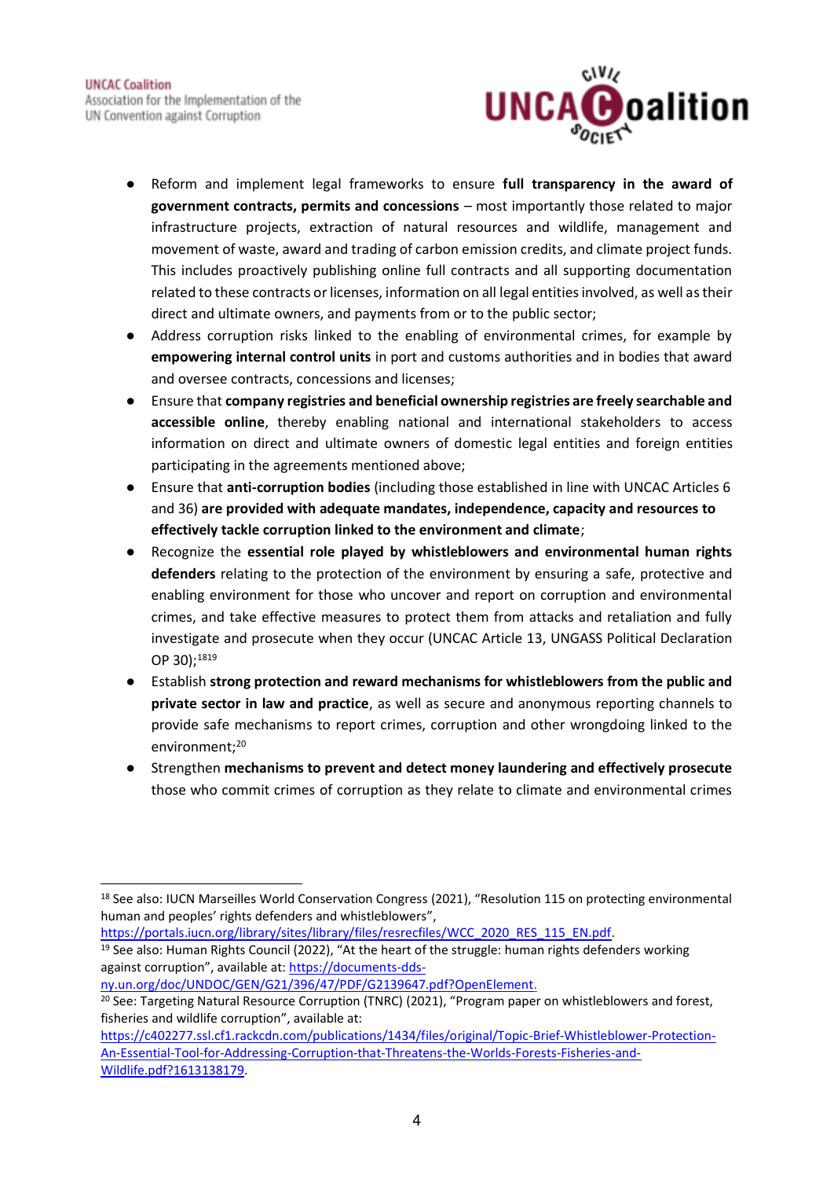- Reform and implement legal frameworks to ensure **full transparency in the award of government contracts, permits and concessions** – most importantly those related to major infrastructure projects, extraction of natural resources and wildlife, management and movement of waste, award and trading of carbon emission credits, and climate project funds. This includes proactively publishing online full contracts and all supporting documentation related to these contracts or licenses, information on all legal entities involved, as well as their direct and ultimate owners, and payments from or to the public sector;
- Address corruption risks linked to the enabling of environmental crimes, for example by **empowering internal control units** in port and customs authorities and in bodies that award and oversee contracts, concessions and licenses;
- Ensure that **company registries and beneficial ownership registries are freely searchable and accessible online**, thereby enabling national and international stakeholders to access information on direct and ultimate owners of domestic legal entities and foreign entities participating in the agreements mentioned above;
- Ensure that **anti-corruption bodies** (including those established in line with UNCAC Articles 6 and 36) **are provided with adequate mandates, independence, capacity and resources to effectively tackle corruption linked to the environment and climate**;
- Recognize the **essential role played by whistleblowers and environmental human rights defenders** relating to the protection of the environment by ensuring a safe, protective and enabling environment for those who uncover and report on corruption and environmental crimes, and take effective measures to protect them from attacks and retaliation and fully investigate and prosecute when they occur (UNCAC Article 13, UNGASS Political Declaration OP 30);[18][19]
- Establish **strong protection and reward mechanisms for whistleblowers from the public and private sector in law and practice**, as well as secure and anonymous reporting channels to provide safe mechanisms to report crimes, corruption and other wrongdoing linked to the environment;[20]
- Strengthen **mechanisms to prevent and detect money laundering and effectively prosecute** those who commit crimes of corruption as they relate to climate and environmental crimes

---

[18] See also: IUCN Marseilles World Conservation Congress (2021), "Resolution 115 on protecting environmental human and peoples' rights defenders and whistleblowers", https://portals.iucn.org/library/sites/library/files/resrecfiles/WCC_2020_RES_115_EN.pdf.

[19] See also: Human Rights Council (2022), "At the heart of the struggle: human rights defenders working against corruption", available at: https://documents-dds-ny.un.org/doc/UNDOC/GEN/G21/396/47/PDF/G2139647.pdf?OpenElement.

[20] See: Targeting Natural Resource Corruption (TNRC) (2021), "Program paper on whistleblowers and forest, fisheries and wildlife corruption", available at: https://c402277.ssl.cf1.rackcdn.com/publications/1434/files/original/Topic-Brief-Whistleblower-Protection-An-Essential-Tool-for-Addressing-Corruption-that-Threatens-the-Worlds-Forests-Fisheries-and-Wildlife.pdf?1613138179.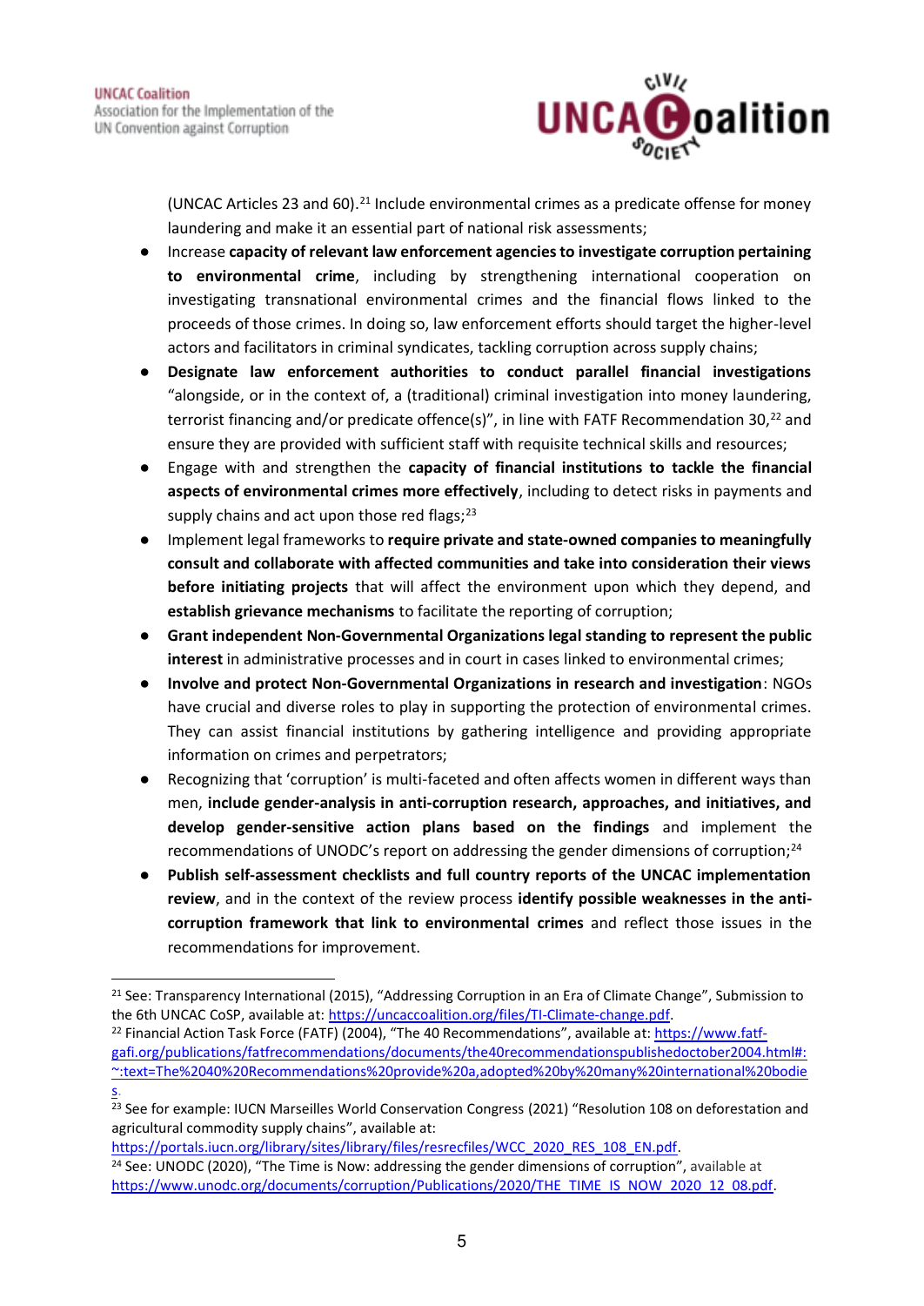(UNCAC Articles 23 and 60).[21] Include environmental crimes as a predicate offense for money laundering and make it an essential part of national risk assessments;

- Increase **capacity of relevant law enforcement agencies to investigate corruption pertaining to environmental crime**, including by strengthening international cooperation on investigating transnational environmental crimes and the financial flows linked to the proceeds of those crimes. In doing so, law enforcement efforts should target the higher-level actors and facilitators in criminal syndicates, tackling corruption across supply chains;
- **Designate law enforcement authorities to conduct parallel financial investigations** "alongside, or in the context of, a (traditional) criminal investigation into money laundering, terrorist financing and/or predicate offence(s)", in line with FATF Recommendation 30,[22] and ensure they are provided with sufficient staff with requisite technical skills and resources;
- Engage with and strengthen the **capacity of financial institutions to tackle the financial aspects of environmental crimes more effectively**, including to detect risks in payments and supply chains and act upon those red flags;[23]
- Implement legal frameworks to **require private and state-owned companies to meaningfully consult and collaborate with affected communities and take into consideration their views before initiating projects** that will affect the environment upon which they depend, and **establish grievance mechanisms** to facilitate the reporting of corruption;
- **Grant independent Non-Governmental Organizations legal standing to represent the public interest** in administrative processes and in court in cases linked to environmental crimes;
- **Involve and protect Non-Governmental Organizations in research and investigation**: NGOs have crucial and diverse roles to play in supporting the protection of environmental crimes. They can assist financial institutions by gathering intelligence and providing appropriate information on crimes and perpetrators;
- Recognizing that 'corruption' is multi-faceted and often affects women in different ways than men, **include gender-analysis in anti-corruption research, approaches, and initiatives, and develop gender-sensitive action plans based on the findings** and implement the recommendations of UNODC's report on addressing the gender dimensions of corruption;[24]
- **Publish self-assessment checklists and full country reports of the UNCAC implementation review**, and in the context of the review process **identify possible weaknesses in the anti-corruption framework that link to environmental crimes** and reflect those issues in the recommendations for improvement.

---

[21] See: Transparency International (2015), "Addressing Corruption in an Era of Climate Change", Submission to the 6th UNCAC CoSP, available at: https://uncaccoalition.org/files/TI-Climate-change.pdf.

[22] Financial Action Task Force (FATF) (2004), "The 40 Recommendations", available at: https://www.fatf-gafi.org/publications/fatfrecommendations/documents/the40recommendationspublishedoctober2004.html#:~:text=The%2040%20Recommendations%20provide%20a,adopted%20by%20many%20international%20bodies.

[23] See for example: IUCN Marseilles World Conservation Congress (2021) "Resolution 108 on deforestation and agricultural commodity supply chains", available at: https://portals.iucn.org/library/sites/library/files/resrecfiles/WCC_2020_RES_108_EN.pdf.

[24] See: UNODC (2020), "The Time is Now: addressing the gender dimensions of corruption", available at https://www.unodc.org/documents/corruption/Publications/2020/THE_TIME_IS_NOW_2020_12_08.pdf.